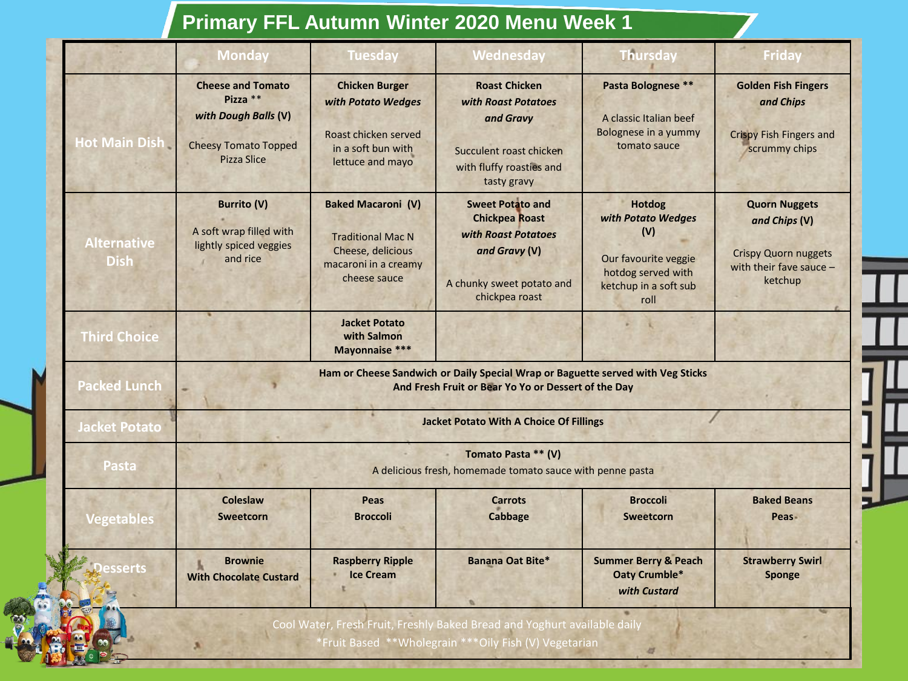# Primary FFL Autumn Winter 2020 Menu Week 1

| | Monday | Tuesday | Wednesday | Thursday | Friday |
|---|---|---|---|---|---|
| Hot Main Dish | **Cheese and Tomato Pizza** ** ***with Dough Balls*** **(V)** Cheesy Tomato Topped Pizza Slice | **Chicken Burger** ***with Potato Wedges*** Roast chicken served in a soft bun with lettuce and mayo | **Roast Chicken** ***with Roast Potatoes and Gravy*** Succulent roast chicken with fluffy roasties and tasty gravy | **Pasta Bolognese** ** A classic Italian beef Bolognese in a yummy tomato sauce | **Golden Fish Fingers** ***and Chips*** Crispy Fish Fingers and scrummy chips |
| Alternative Dish | **Burrito (V)** A soft wrap filled with lightly spiced veggies and rice | **Baked Macaroni (V)** Traditional Mac N Cheese, delicious macaroni in a creamy cheese sauce | **Sweet Potato and Chickpea Roast** ***with Roast Potatoes and Gravy*** **(V)** A chunky sweet potato and chickpea roast | **Hotdog** ***with Potato Wedges*** **(V)** Our favourite veggie hotdog served with ketchup in a soft sub roll | **Quorn Nuggets** ***and Chips*** **(V)** Crispy Quorn nuggets with their fave sauce – ketchup |
| Third Choice | | **Jacket Potato with Salmon Mayonnaise** *** | | | |
| Packed Lunch | **Ham or Cheese Sandwich or Daily Special Wrap or Baguette served with Veg Sticks And Fresh Fruit or Bear Yo Yo or Dessert of the Day** | | | | |
| Jacket Potato | **Jacket Potato With A Choice Of Fillings** | | | | |
| Pasta | **Tomato Pasta ** (V)** A delicious fresh, homemade tomato sauce with penne pasta | | | | |
| Vegetables | **Coleslaw** **Sweetcorn** | **Peas** **Broccoli** | **Carrots** **Cabbage** | **Broccoli** **Sweetcorn** | **Baked Beans** **Peas** |
| Desserts | **Brownie With Chocolate Custard** | **Raspberry Ripple Ice Cream** | **Banana Oat Bite*** | **Summer Berry & Peach Oaty Crumble*** ***with Custard*** | **Strawberry Swirl Sponge** |

Cool Water, Fresh Fruit, Freshly Baked Bread and Yoghurt available daily

*Fruit Based **Wholegrain ***Oily Fish (V) Vegetarian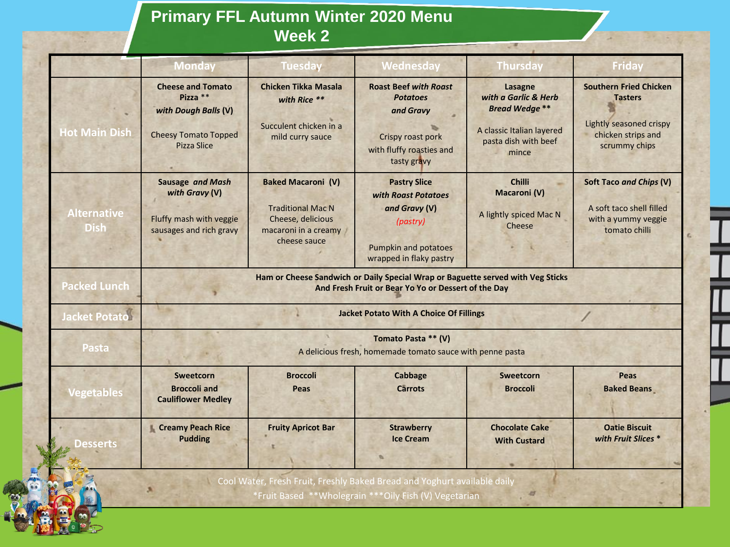# Primary FFL Autumn Winter 2020 Menu
## Week 2

| | Monday | Tuesday | Wednesday | Thursday | Friday |
|---|---|---|---|---|---|
| **Hot Main Dish** | **Cheese and Tomato Pizza** ** ***with Dough Balls* **(V)** Cheesy Tomato Topped Pizza Slice | **Chicken Tikka Masala** ***with Rice*** ** Succulent chicken in a mild curry sauce | **Roast Beef** ***with Roast Potatoes and Gravy*** Crispy roast pork with fluffy roasties and tasty gravy | **Lasagne** ***with a Garlic & Herb Bread Wedge*** ** A classic Italian layered pasta dish with beef mince | **Southern Fried Chicken Tasters** Lightly seasoned crispy chicken strips and scrummy chips |
| **Alternative Dish** | **Sausage** ***and Mash with Gravy*** **(V)** Fluffy mash with veggie sausages and rich gravy | **Baked Macaroni (V)** Traditional Mac N Cheese, delicious macaroni in a creamy cheese sauce | **Pastry Slice** ***with Roast Potatoes and Gravy*** **(V)** *(pastry)* Pumpkin and potatoes wrapped in flaky pastry | **Chilli Macaroni (V)** A lightly spiced Mac N Cheese | **Soft Taco** ***and Chips*** **(V)** A soft taco shell filled with a yummy veggie tomato chilli |
| **Packed Lunch** | **Ham or Cheese Sandwich or Daily Special Wrap or Baguette served with Veg Sticks And Fresh Fruit or Bear Yo Yo or Dessert of the Day** | | | | |
| **Jacket Potato** | **Jacket Potato With A Choice Of Fillings** | | | | |
| **Pasta** | **Tomato Pasta ** (V)** A delicious fresh, homemade tomato sauce with penne pasta | | | | |
| **Vegetables** | **Sweetcorn** **Broccoli and Cauliflower Medley** | **Broccoli** **Peas** | **Cabbage** **Carrots** | **Sweetcorn** **Broccoli** | **Peas** **Baked Beans** |
| **Desserts** | **Creamy Peach Rice Pudding** | **Fruity Apricot Bar** | **Strawberry Ice Cream** | **Chocolate Cake With Custard** | **Oatie Biscuit** ***with Fruit Slices*** * |

Cool Water, Fresh Fruit, Freshly Baked Bread and Yoghurt available daily

*Fruit Based **Wholegrain ***Oily Fish (V) Vegetarian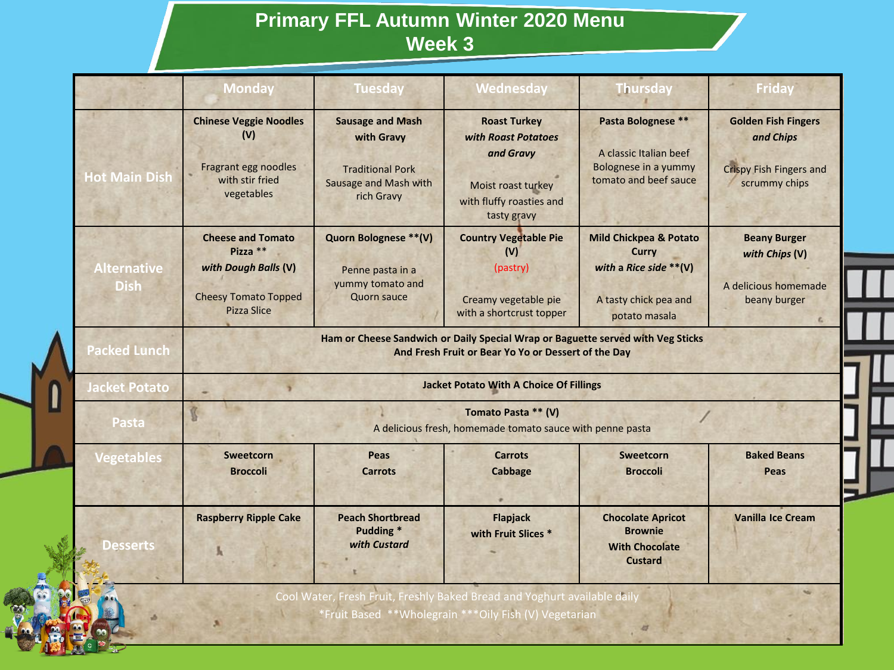# Primary FFL Autumn Winter 2020 Menu
## Week 3

| | Monday | Tuesday | Wednesday | Thursday | Friday |
|---|---|---|---|---|---|
| Hot Main Dish | **Chinese Veggie Noodles (V)**<br>Fragrant egg noodles with stir fried vegetables | **Sausage and Mash with Gravy**<br>Traditional Pork Sausage and Mash with rich Gravy | **Roast Turkey *with Roast Potatoes and Gravy***<br>Moist roast turkey with fluffy roasties and tasty gravy | **Pasta Bolognese \*\***<br>A classic Italian beef Bolognese in a yummy tomato and beef sauce | **Golden Fish Fingers *and Chips***<br>Crispy Fish Fingers and scrummy chips |
| Alternative Dish | **Cheese and Tomato Pizza \*\* *with Dough Balls* (V)**<br>Cheesy Tomato Topped Pizza Slice | **Quorn Bolognese \*\*(V)**<br>Penne pasta in a yummy tomato and Quorn sauce | **Country Vegetable Pie (V)**<br>(pastry)<br>Creamy vegetable pie with a shortcrust topper | **Mild Chickpea & Potato Curry *with a Rice side* \*\*(V)**<br>A tasty chick pea and potato masala | **Beany Burger *with Chips* (V)**<br>A delicious homemade beany burger |
| Packed Lunch | **Ham or Cheese Sandwich or Daily Special Wrap or Baguette served with Veg Sticks And Fresh Fruit or Bear Yo Yo or Dessert of the Day** | | | | |
| Jacket Potato | **Jacket Potato With A Choice Of Fillings** | | | | |
| Pasta | **Tomato Pasta \*\* (V)**<br>A delicious fresh, homemade tomato sauce with penne pasta | | | | |
| Vegetables | **Sweetcorn**<br>**Broccoli** | **Peas**<br>**Carrots** | **Carrots**<br>**Cabbage** | **Sweetcorn**<br>**Broccoli** | **Baked Beans**<br>**Peas** |
| Desserts | **Raspberry Ripple Cake** | **Peach Shortbread Pudding \* *with Custard*** | **Flapjack with Fruit Slices \*** | **Chocolate Apricot Brownie With Chocolate Custard** | **Vanilla Ice Cream** |

Cool Water, Fresh Fruit, Freshly Baked Bread and Yoghurt available daily

*Fruit Based **Wholegrain ***Oily Fish (V) Vegetarian